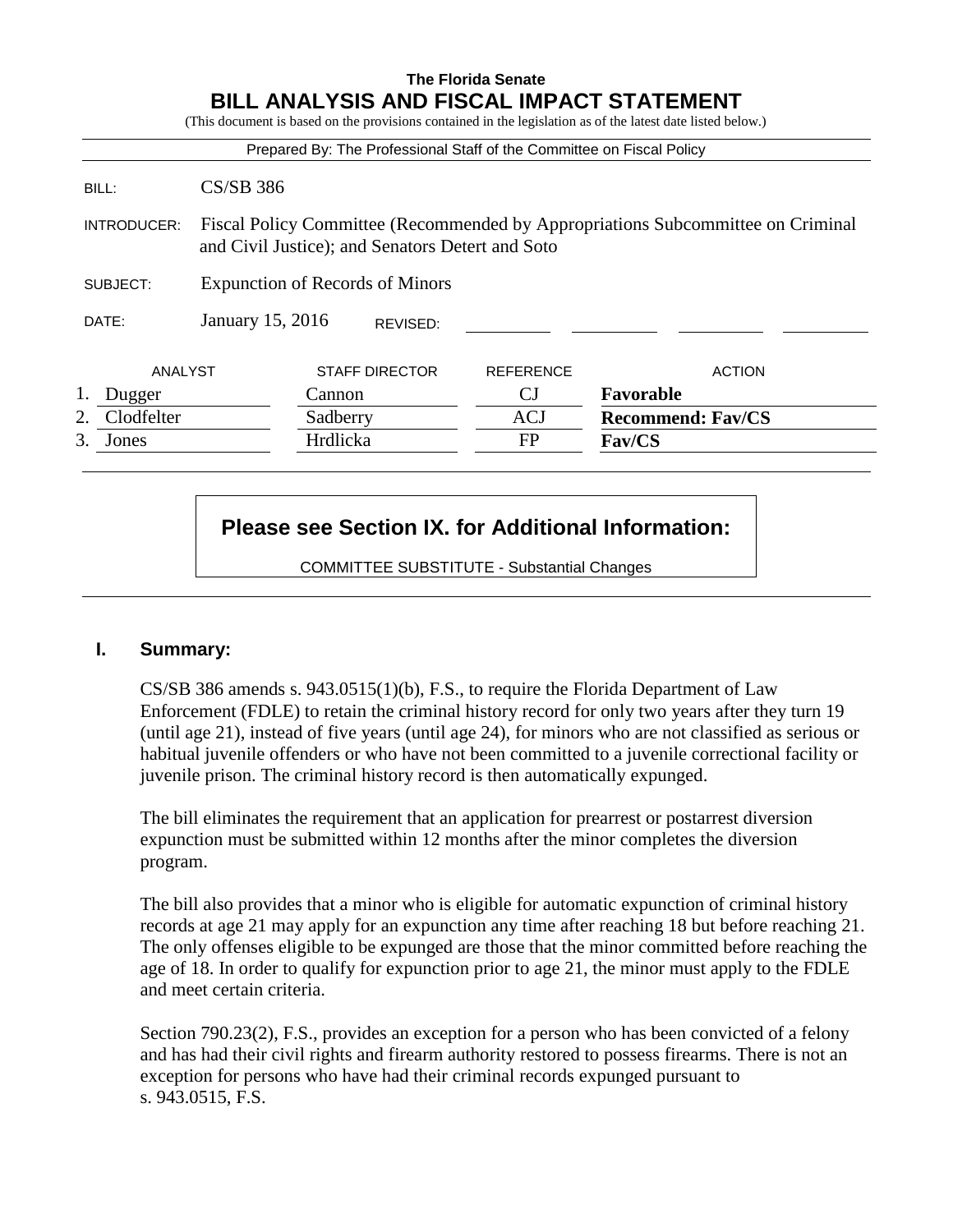**The Florida Senate**

# BILL ANALYSIS AND FISCAL IMPACT STATEMENT

(This document is based on the provisions contained in the legislation as of the latest date listed below.)

Prepared By: The Professional Staff of the Committee on Fiscal Policy

| | |
|---|---|
| BILL: | CS/SB 386 |
| INTRODUCER: | Fiscal Policy Committee (Recommended by Appropriations Subcommittee on Criminal and Civil Justice); and Senators Detert and Soto |
| SUBJECT: | Expunction of Records of Minors |
| DATE: | January 15, 2016 REVISED: |

| | ANALYST | STAFF DIRECTOR | REFERENCE | ACTION |
|---|---|---|---|---|
| 1. | Dugger | Cannon | CJ | **Favorable** |
| 2. | Clodfelter | Sadberry | ACJ | **Recommend: Fav/CS** |
| 3. | Jones | Hrdlicka | FP | **Fav/CS** |

**Please see Section IX. for Additional Information:**

COMMITTEE SUBSTITUTE - Substantial Changes

## I. Summary:

CS/SB 386 amends s. 943.0515(1)(b), F.S., to require the Florida Department of Law Enforcement (FDLE) to retain the criminal history record for only two years after they turn 19 (until age 21), instead of five years (until age 24), for minors who are not classified as serious or habitual juvenile offenders or who have not been committed to a juvenile correctional facility or juvenile prison. The criminal history record is then automatically expunged.

The bill eliminates the requirement that an application for prearrest or postarrest diversion expunction must be submitted within 12 months after the minor completes the diversion program.

The bill also provides that a minor who is eligible for automatic expunction of criminal history records at age 21 may apply for an expunction any time after reaching 18 but before reaching 21. The only offenses eligible to be expunged are those that the minor committed before reaching the age of 18. In order to qualify for expunction prior to age 21, the minor must apply to the FDLE and meet certain criteria.

Section 790.23(2), F.S., provides an exception for a person who has been convicted of a felony and has had their civil rights and firearm authority restored to possess firearms. There is not an exception for persons who have had their criminal records expunged pursuant to s. 943.0515, F.S.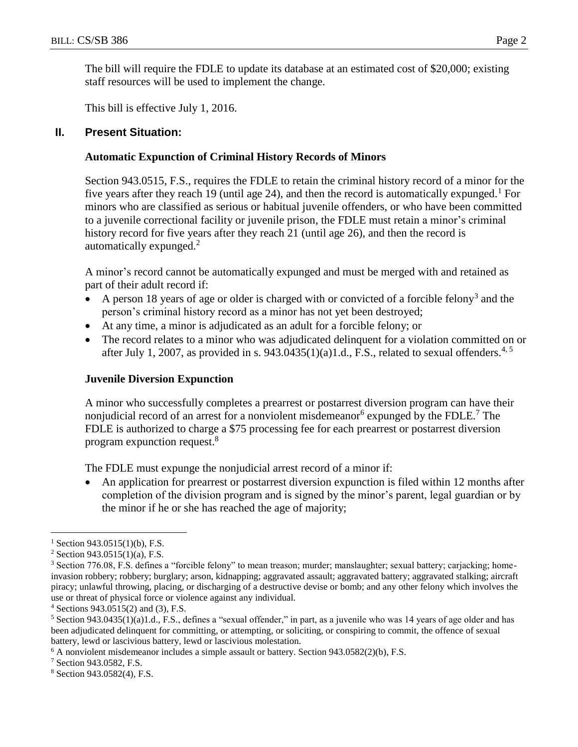The bill will require the FDLE to update its database at an estimated cost of $20,000; existing staff resources will be used to implement the change.

This bill is effective July 1, 2016.

## II. Present Situation:

### Automatic Expunction of Criminal History Records of Minors

Section 943.0515, F.S., requires the FDLE to retain the criminal history record of a minor for the five years after they reach 19 (until age 24), and then the record is automatically expunged.[1] For minors who are classified as serious or habitual juvenile offenders, or who have been committed to a juvenile correctional facility or juvenile prison, the FDLE must retain a minor's criminal history record for five years after they reach 21 (until age 26), and then the record is automatically expunged.[2]

A minor's record cannot be automatically expunged and must be merged with and retained as part of their adult record if:

- A person 18 years of age or older is charged with or convicted of a forcible felony[3] and the person's criminal history record as a minor has not yet been destroyed;
- At any time, a minor is adjudicated as an adult for a forcible felony; or
- The record relates to a minor who was adjudicated delinquent for a violation committed on or after July 1, 2007, as provided in s. 943.0435(1)(a)1.d., F.S., related to sexual offenders.[4, 5]

### Juvenile Diversion Expunction

A minor who successfully completes a prearrest or postarrest diversion program can have their nonjudicial record of an arrest for a nonviolent misdemeanor[6] expunged by the FDLE.[7] The FDLE is authorized to charge a $75 processing fee for each prearrest or postarrest diversion program expunction request.[8]

The FDLE must expunge the nonjudicial arrest record of a minor if:

- An application for prearrest or postarrest diversion expunction is filed within 12 months after completion of the division program and is signed by the minor's parent, legal guardian or by the minor if he or she has reached the age of majority;

---

[1] Section 943.0515(1)(b), F.S.

[2] Section 943.0515(1)(a), F.S.

[3] Section 776.08, F.S. defines a "forcible felony" to mean treason; murder; manslaughter; sexual battery; carjacking; home-invasion robbery; robbery; burglary; arson, kidnapping; aggravated assault; aggravated battery; aggravated stalking; aircraft piracy; unlawful throwing, placing, or discharging of a destructive devise or bomb; and any other felony which involves the use or threat of physical force or violence against any individual.

[4] Sections 943.0515(2) and (3), F.S.

[5] Section 943.0435(1)(a)1.d., F.S., defines a "sexual offender," in part, as a juvenile who was 14 years of age older and has been adjudicated delinquent for committing, or attempting, or soliciting, or conspiring to commit, the offence of sexual battery, lewd or lascivious battery, lewd or lascivious molestation.

[6] A nonviolent misdemeanor includes a simple assault or battery. Section 943.0582(2)(b), F.S.

[7] Section 943.0582, F.S.

[8] Section 943.0582(4), F.S.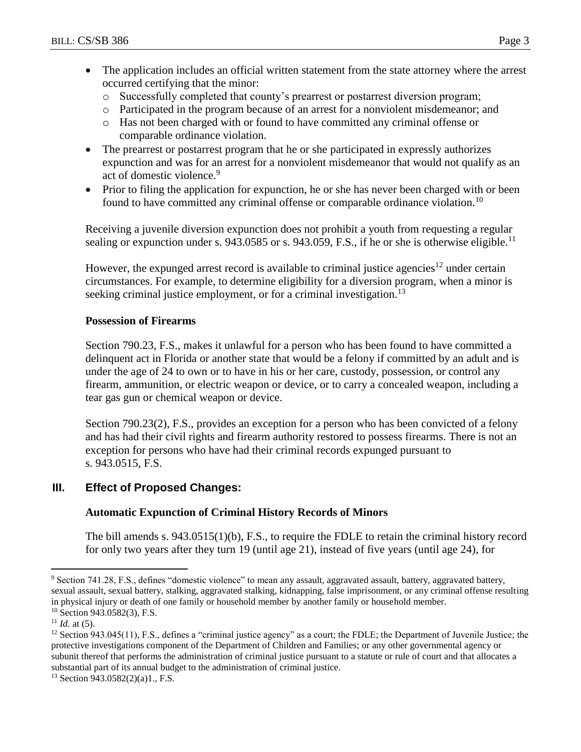- The application includes an official written statement from the state attorney where the arrest occurred certifying that the minor:
  - Successfully completed that county's prearrest or postarrest diversion program;
  - Participated in the program because of an arrest for a nonviolent misdemeanor; and
  - Has not been charged with or found to have committed any criminal offense or comparable ordinance violation.
- The prearrest or postarrest program that he or she participated in expressly authorizes expunction and was for an arrest for a nonviolent misdemeanor that would not qualify as an act of domestic violence.[9]
- Prior to filing the application for expunction, he or she has never been charged with or been found to have committed any criminal offense or comparable ordinance violation.[10]

Receiving a juvenile diversion expunction does not prohibit a youth from requesting a regular sealing or expunction under s. 943.0585 or s. 943.059, F.S., if he or she is otherwise eligible.[11]

However, the expunged arrest record is available to criminal justice agencies[12] under certain circumstances. For example, to determine eligibility for a diversion program, when a minor is seeking criminal justice employment, or for a criminal investigation.[13]

**Possession of Firearms**

Section 790.23, F.S., makes it unlawful for a person who has been found to have committed a delinquent act in Florida or another state that would be a felony if committed by an adult and is under the age of 24 to own or to have in his or her care, custody, possession, or control any firearm, ammunition, or electric weapon or device, or to carry a concealed weapon, including a tear gas gun or chemical weapon or device.

Section 790.23(2), F.S., provides an exception for a person who has been convicted of a felony and has had their civil rights and firearm authority restored to possess firearms. There is not an exception for persons who have had their criminal records expunged pursuant to s. 943.0515, F.S.

## III. Effect of Proposed Changes:

**Automatic Expunction of Criminal History Records of Minors**

The bill amends s. 943.0515(1)(b), F.S., to require the FDLE to retain the criminal history record for only two years after they turn 19 (until age 21), instead of five years (until age 24), for

---

[9] Section 741.28, F.S., defines "domestic violence" to mean any assault, aggravated assault, battery, aggravated battery, sexual assault, sexual battery, stalking, aggravated stalking, kidnapping, false imprisonment, or any criminal offense resulting in physical injury or death of one family or household member by another family or household member.

[10] Section 943.0582(3), F.S.

[11] *Id.* at (5).

[12] Section 943.045(11), F.S., defines a "criminal justice agency" as a court; the FDLE; the Department of Juvenile Justice; the protective investigations component of the Department of Children and Families; or any other governmental agency or subunit thereof that performs the administration of criminal justice pursuant to a statute or rule of court and that allocates a substantial part of its annual budget to the administration of criminal justice.

[13] Section 943.0582(2)(a)1., F.S.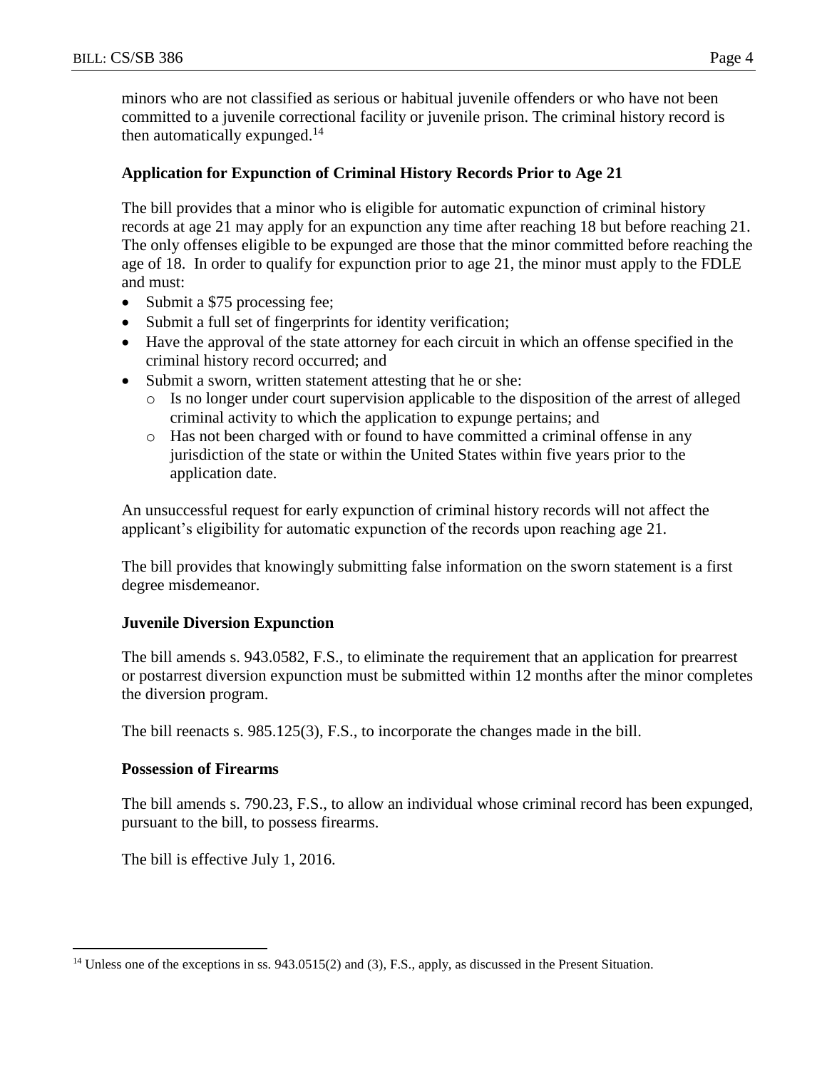minors who are not classified as serious or habitual juvenile offenders or who have not been committed to a juvenile correctional facility or juvenile prison. The criminal history record is then automatically expunged.[14]

**Application for Expunction of Criminal History Records Prior to Age 21**

The bill provides that a minor who is eligible for automatic expunction of criminal history records at age 21 may apply for an expunction any time after reaching 18 but before reaching 21. The only offenses eligible to be expunged are those that the minor committed before reaching the age of 18. In order to qualify for expunction prior to age 21, the minor must apply to the FDLE and must:

- Submit a $75 processing fee;
- Submit a full set of fingerprints for identity verification;
- Have the approval of the state attorney for each circuit in which an offense specified in the criminal history record occurred; and
- Submit a sworn, written statement attesting that he or she:
  - Is no longer under court supervision applicable to the disposition of the arrest of alleged criminal activity to which the application to expunge pertains; and
  - Has not been charged with or found to have committed a criminal offense in any jurisdiction of the state or within the United States within five years prior to the application date.

An unsuccessful request for early expunction of criminal history records will not affect the applicant's eligibility for automatic expunction of the records upon reaching age 21.

The bill provides that knowingly submitting false information on the sworn statement is a first degree misdemeanor.

**Juvenile Diversion Expunction**

The bill amends s. 943.0582, F.S., to eliminate the requirement that an application for prearrest or postarrest diversion expunction must be submitted within 12 months after the minor completes the diversion program.

The bill reenacts s. 985.125(3), F.S., to incorporate the changes made in the bill.

**Possession of Firearms**

The bill amends s. 790.23, F.S., to allow an individual whose criminal record has been expunged, pursuant to the bill, to possess firearms.

The bill is effective July 1, 2016.

---

[14] Unless one of the exceptions in ss. 943.0515(2) and (3), F.S., apply, as discussed in the Present Situation.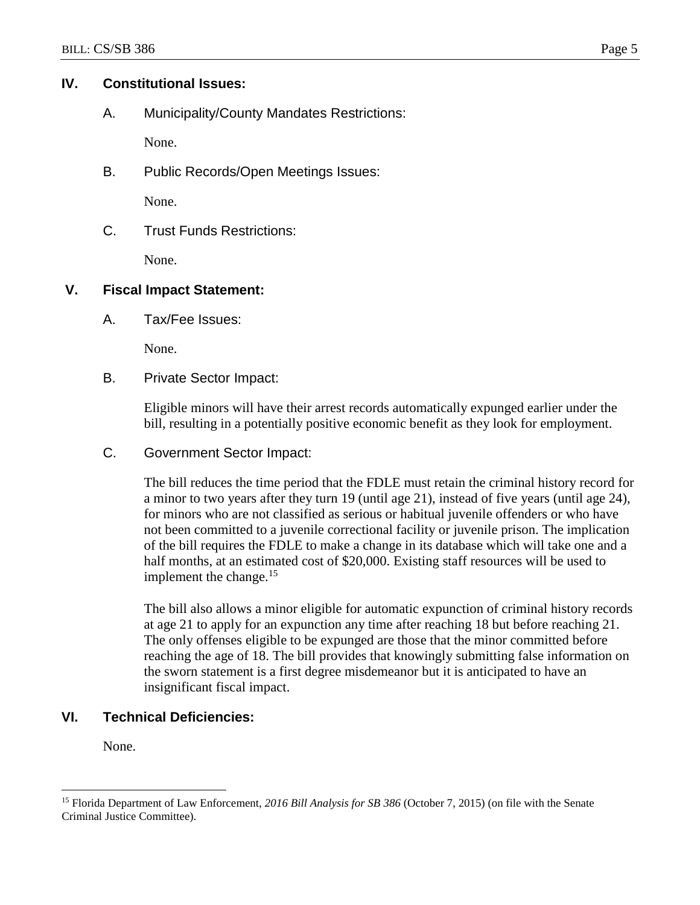## IV. Constitutional Issues:

### A. Municipality/County Mandates Restrictions:

None.

### B. Public Records/Open Meetings Issues:

None.

### C. Trust Funds Restrictions:

None.

## V. Fiscal Impact Statement:

### A. Tax/Fee Issues:

None.

### B. Private Sector Impact:

Eligible minors will have their arrest records automatically expunged earlier under the bill, resulting in a potentially positive economic benefit as they look for employment.

### C. Government Sector Impact:

The bill reduces the time period that the FDLE must retain the criminal history record for a minor to two years after they turn 19 (until age 21), instead of five years (until age 24), for minors who are not classified as serious or habitual juvenile offenders or who have not been committed to a juvenile correctional facility or juvenile prison. The implication of the bill requires the FDLE to make a change in its database which will take one and a half months, at an estimated cost of $20,000. Existing staff resources will be used to implement the change.[15]

The bill also allows a minor eligible for automatic expunction of criminal history records at age 21 to apply for an expunction any time after reaching 18 but before reaching 21. The only offenses eligible to be expunged are those that the minor committed before reaching the age of 18. The bill provides that knowingly submitting false information on the sworn statement is a first degree misdemeanor but it is anticipated to have an insignificant fiscal impact.

## VI. Technical Deficiencies:

None.

---

[15] Florida Department of Law Enforcement, *2016 Bill Analysis for SB 386* (October 7, 2015) (on file with the Senate Criminal Justice Committee).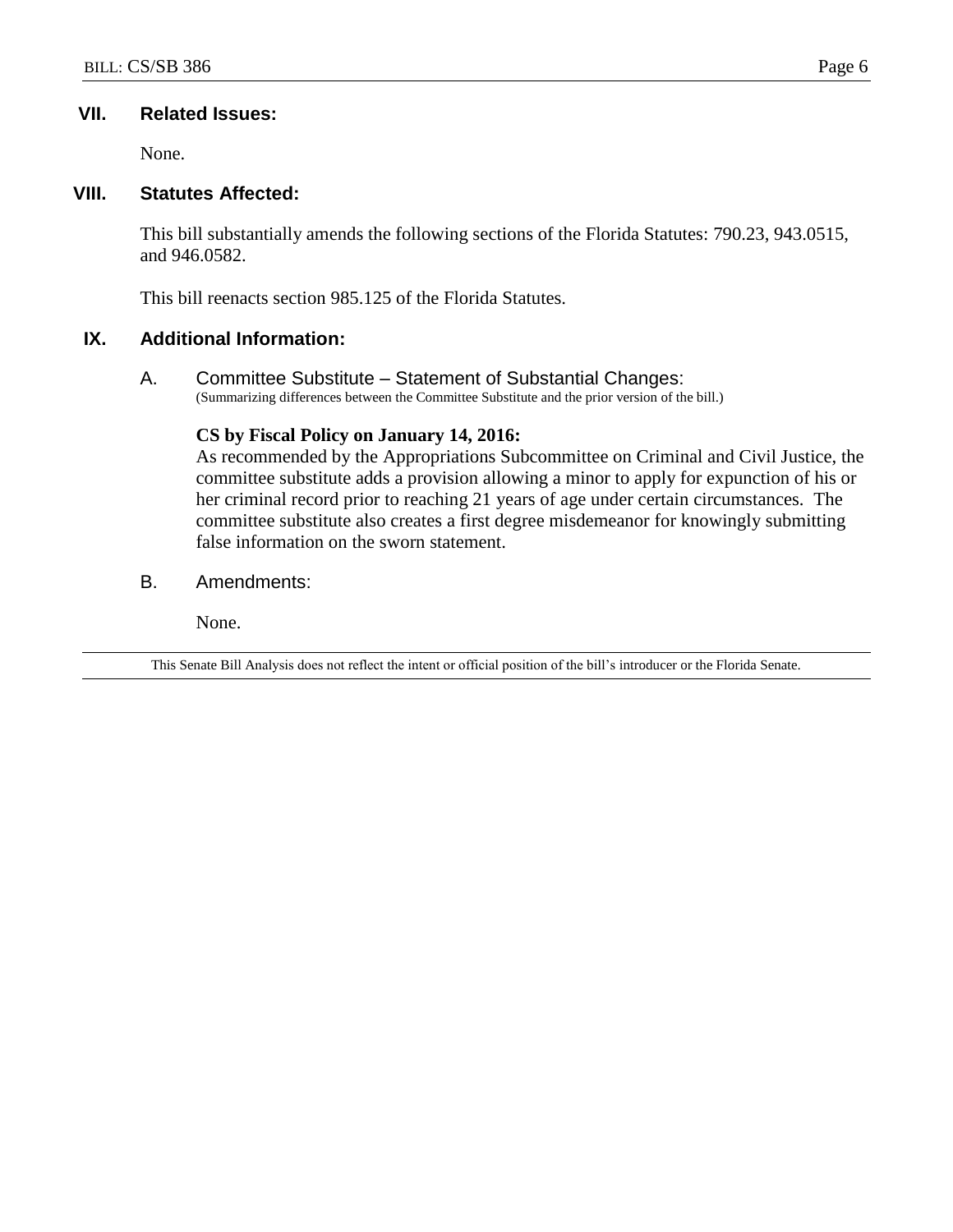## VII. Related Issues:

None.

## VIII. Statutes Affected:

This bill substantially amends the following sections of the Florida Statutes: 790.23, 943.0515, and 946.0582.

This bill reenacts section 985.125 of the Florida Statutes.

## IX. Additional Information:

### A. Committee Substitute – Statement of Substantial Changes:

(Summarizing differences between the Committee Substitute and the prior version of the bill.)

**CS by Fiscal Policy on January 14, 2016:**
As recommended by the Appropriations Subcommittee on Criminal and Civil Justice, the committee substitute adds a provision allowing a minor to apply for expunction of his or her criminal record prior to reaching 21 years of age under certain circumstances. The committee substitute also creates a first degree misdemeanor for knowingly submitting false information on the sworn statement.

### B. Amendments:

None.

This Senate Bill Analysis does not reflect the intent or official position of the bill's introducer or the Florida Senate.